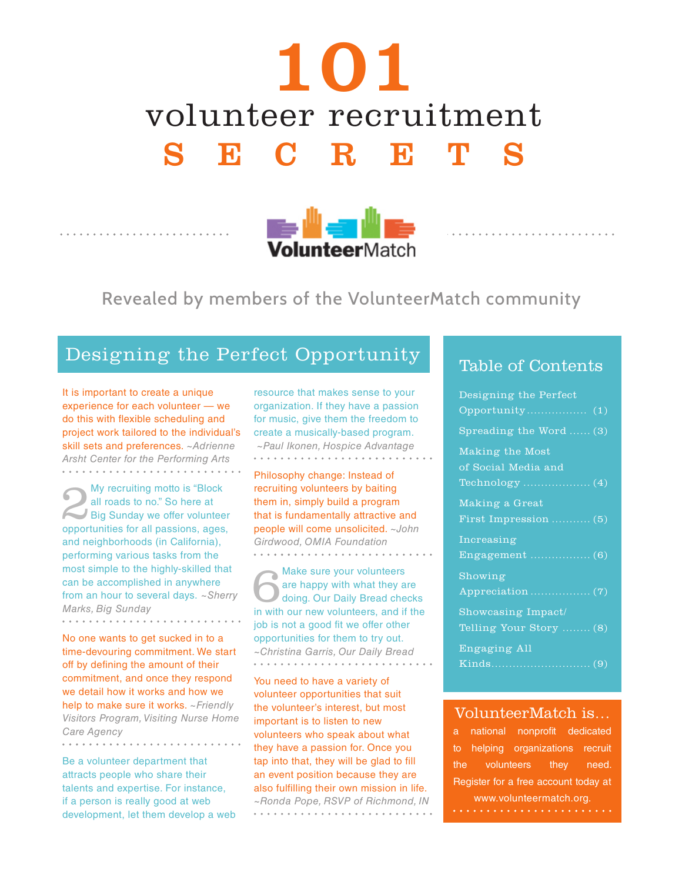# 101 volunteer recruitment SECRETS

VolunteerMatch

Revealed by members of the VolunteerMatch community

## Designing the Perfect Opportunity

It is important to create a unique experience for each volunteer — we do this with flexible scheduling and project work tailored to the individual's skill sets and preferences. *~Adrienne Arsht Center for the Performing Arts*

2 My recruiting motto is "Block all roads to no." So here at Big Sunday we offer volunteer opportunities for all passions, ages, and neighborhoods (in California), performing various tasks from the most simple to the highly-skilled that can be accomplished in anywhere from an hour to several days. *~Sherry Marks, Big Sunday*

No one wants to get sucked in to a time-devouring commitment. We start off by defining the amount of their commitment, and once they respond we detail how it works and how we help to make sure it works. *~Friendly Visitors Program, Visiting Nurse Home Care Agency*

Be a volunteer department that attracts people who share their talents and expertise. For instance, if a person is really good at web development, let them develop a web resource that makes sense to your organization. If they have a passion for music, give them the freedom to create a musically-based program. *~Paul Ikonen, Hospice Advantage*

Philosophy change: Instead of recruiting volunteers by baiting them in, simply build a program that is fundamentally attractive and people will come unsolicited. *~John Girdwood, OMIA Foundation*

6 Make sure your volunteers are happy with what they are doing. Our Daily Bread checks in with our new volunteers, and if the job is not a good fit we offer other opportunities for them to try out. *~Christina Garris, Our Daily Bread*

You need to have a variety of volunteer opportunities that suit the volunteer's interest, but most important is to listen to new volunteers who speak about what they have a passion for. Once you tap into that, they will be glad to fill an event position because they are also fulfilling their own mission in life. *~Ronda Pope, RSVP of Richmond, IN*

## Table of Contents

- Designing the Perfect Opportunity ................. (1)
- Spreading the Word ...... (3)
- Making the Most of Social Media and Technology ................... (4)
- Making a Great First Impression ........... (5)
- Increasing Engagement ................. (6)
- Showing Appreciation ................. (7)
- Showcasing Impact/ Telling Your Story ........ (8)
- Engaging All Kinds............................ (9)

## VolunteerMatch is...

a national nonprofit dedicated to helping organizations recruit the volunteers they need. Register for a free account today at www.volunteermatch.org.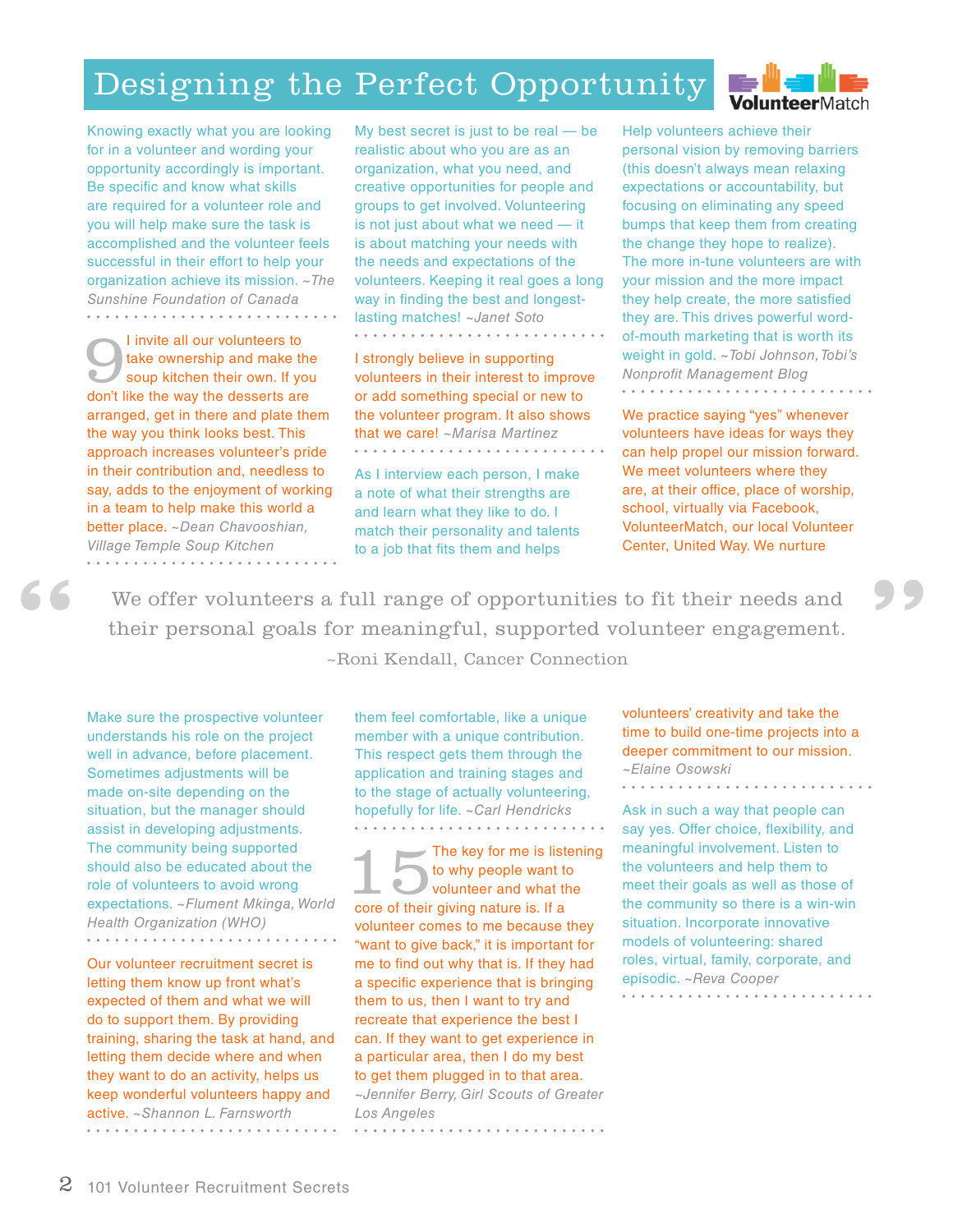# Designing the Perfect Opportunity

Knowing exactly what you are looking for in a volunteer and wording your opportunity accordingly is important. Be specific and know what skills are required for a volunteer role and you will help make sure the task is accomplished and the volunteer feels successful in their effort to help your organization achieve its mission. *~The Sunshine Foundation of Canada*

**9** I invite all our volunteers to take ownership and make the soup kitchen their own. If you don't like the way the desserts are arranged, get in there and plate them the way you think looks best. This approach increases volunteer's pride in their contribution and, needless to say, adds to the enjoyment of working in a team to help make this world a better place. *~Dean Chavooshian, Village Temple Soup Kitchen*

My best secret is just to be real — be realistic about who you are as an organization, what you need, and creative opportunities for people and groups to get involved. Volunteering is not just about what we need — it is about matching your needs with the needs and expectations of the volunteers. Keeping it real goes a long way in finding the best and longest-lasting matches! *~Janet Soto*

I strongly believe in supporting volunteers in their interest to improve or add something special or new to the volunteer program. It also shows that we care! *~Marisa Martinez*

As I interview each person, I make a note of what their strengths are and learn what they like to do. I match their personality and talents to a job that fits them and helps them feel comfortable, like a unique member with a unique contribution. This respect gets them through the application and training stages and to the stage of actually volunteering, hopefully for life. *~Carl Hendricks*

Help volunteers achieve their personal vision by removing barriers (this doesn't always mean relaxing expectations or accountability, but focusing on eliminating any speed bumps that keep them from creating the change they hope to realize). The more in-tune volunteers are with your mission and the more impact they help create, the more satisfied they are. This drives powerful word-of-mouth marketing that is worth its weight in gold. *~Tobi Johnson, Tobi's Nonprofit Management Blog*

We practice saying "yes" whenever volunteers have ideas for ways they can help propel our mission forward. We meet volunteers where they are, at their office, place of worship, school, virtually via Facebook, VolunteerMatch, our local Volunteer Center, United Way. We nurture volunteers' creativity and take the time to build one-time projects into a deeper commitment to our mission. *~Elaine Osowski*

> "We offer volunteers a full range of opportunities to fit their needs and their personal goals for meaningful, supported volunteer engagement."
>
> ~Roni Kendall, Cancer Connection

Make sure the prospective volunteer understands his role on the project well in advance, before placement. Sometimes adjustments will be made on-site depending on the situation, but the manager should assist in developing adjustments. The community being supported should also be educated about the role of volunteers to avoid wrong expectations. *~Flument Mkinga, World Health Organization (WHO)*

Our volunteer recruitment secret is letting them know up front what's expected of them and what we will do to support them. By providing training, sharing the task at hand, and letting them decide where and when they want to do an activity, helps us keep wonderful volunteers happy and active. *~Shannon L. Farnsworth*

**15** The key for me is listening to why people want to volunteer and what the core of their giving nature is. If a volunteer comes to me because they "want to give back," it is important for me to find out why that is. If they had a specific experience that is bringing them to us, then I want to try and recreate that experience the best I can. If they want to get experience in a particular area, then I do my best to get them plugged in to that area. *~Jennifer Berry, Girl Scouts of Greater Los Angeles*

Ask in such a way that people can say yes. Offer choice, flexibility, and meaningful involvement. Listen to the volunteers and help them to meet their goals as well as those of the community so there is a win-win situation. Incorporate innovative models of volunteering: shared roles, virtual, family, corporate, and episodic. *~Reva Cooper*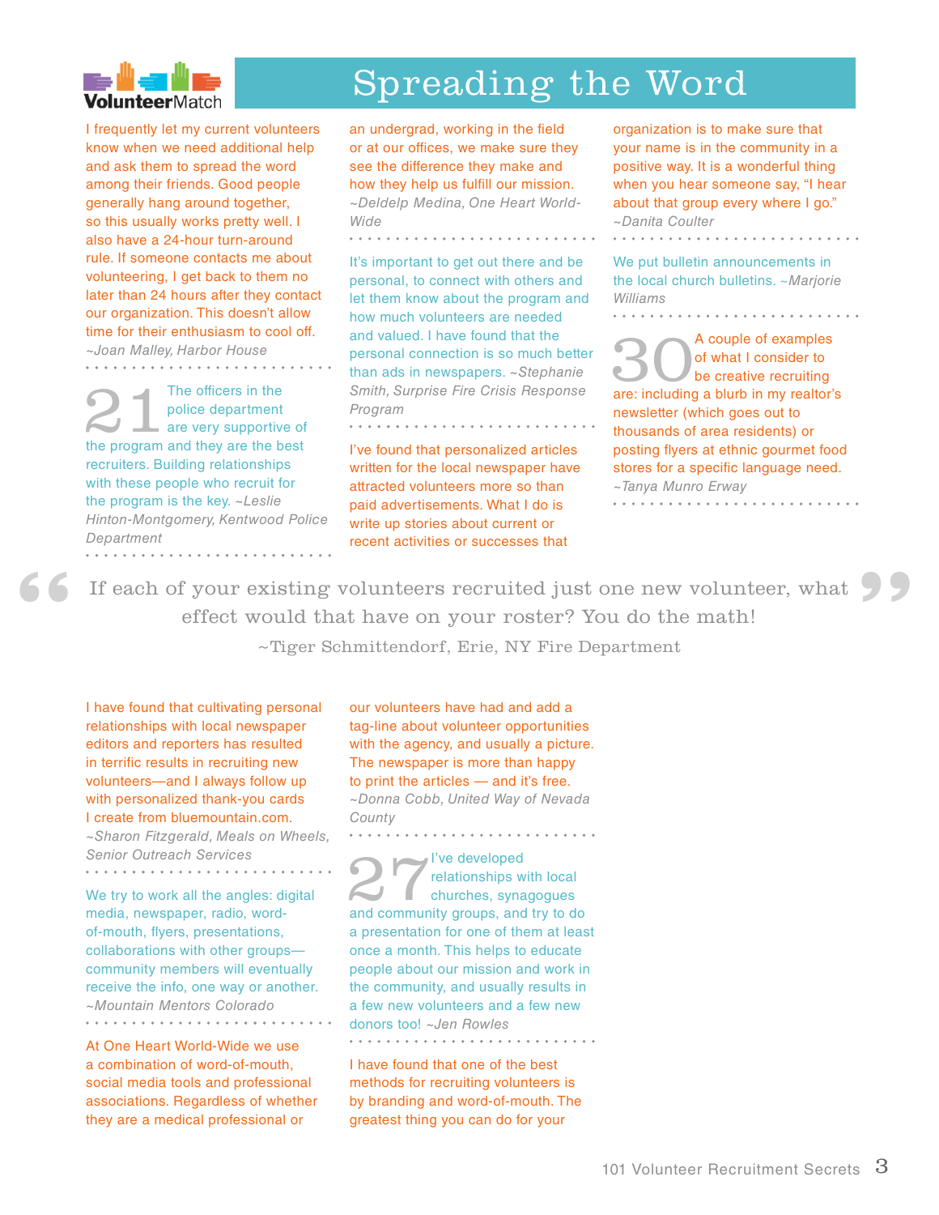# Spreading the Word

I frequently let my current volunteers know when we need additional help and ask them to spread the word among their friends. Good people generally hang around together, so this usually works pretty well. I also have a 24-hour turn-around rule. If someone contacts me about volunteering, I get back to them no later than 24 hours after they contact our organization. This doesn't allow time for their enthusiasm to cool off. *~Joan Malley, Harbor House*

**21** The officers in the police department are very supportive of the program and they are the best recruiters. Building relationships with these people who recruit for the program is the key. *~Leslie Hinton-Montgomery, Kentwood Police Department*

At One Heart World-Wide we use a combination of word-of-mouth, social media tools and professional associations. Regardless of whether they are a medical professional or an undergrad, working in the field or at our offices, we make sure they see the difference they make and how they help us fulfill our mission. *~Deldelp Medina, One Heart World-Wide*

It's important to get out there and be personal, to connect with others and let them know about the program and how much volunteers are needed and valued. I have found that the personal connection is so much better than ads in newspapers. *~Stephanie Smith, Surprise Fire Crisis Response Program*

I've found that personalized articles written for the local newspaper have attracted volunteers more so than paid advertisements. What I do is write up stories about current or recent activities or successes that our volunteers have had and add a tag-line about volunteer opportunities with the agency, and usually a picture. The newspaper is more than happy to print the articles — and it's free. *~Donna Cobb, United Way of Nevada County*

I have found that one of the best methods for recruiting volunteers is by branding and word-of-mouth. The greatest thing you can do for your organization is to make sure that your name is in the community in a positive way. It is a wonderful thing when you hear someone say, "I hear about that group every where I go." *~Danita Coulter*

We put bulletin announcements in the local church bulletins. *~Marjorie Williams*

**30** A couple of examples of what I consider to be creative recruiting are: including a blurb in my realtor's newsletter (which goes out to thousands of area residents) or posting flyers at ethnic gourmet food stores for a specific language need. *~Tanya Munro Erway*

> "If each of your existing volunteers recruited just one new volunteer, what effect would that have on your roster? You do the math!"
>
> ~Tiger Schmittendorf, Erie, NY Fire Department

I have found that cultivating personal relationships with local newspaper editors and reporters has resulted in terrific results in recruiting new volunteers—and I always follow up with personalized thank-you cards I create from bluemountain.com. *~Sharon Fitzgerald, Meals on Wheels, Senior Outreach Services*

We try to work all the angles: digital media, newspaper, radio, word-of-mouth, flyers, presentations, collaborations with other groups—community members will eventually receive the info, one way or another. *~Mountain Mentors Colorado*

**27** I've developed relationships with local churches, synagogues and community groups, and try to do a presentation for one of them at least once a month. This helps to educate people about our mission and work in the community, and usually results in a few new volunteers and a few new donors too! *~Jen Rowles*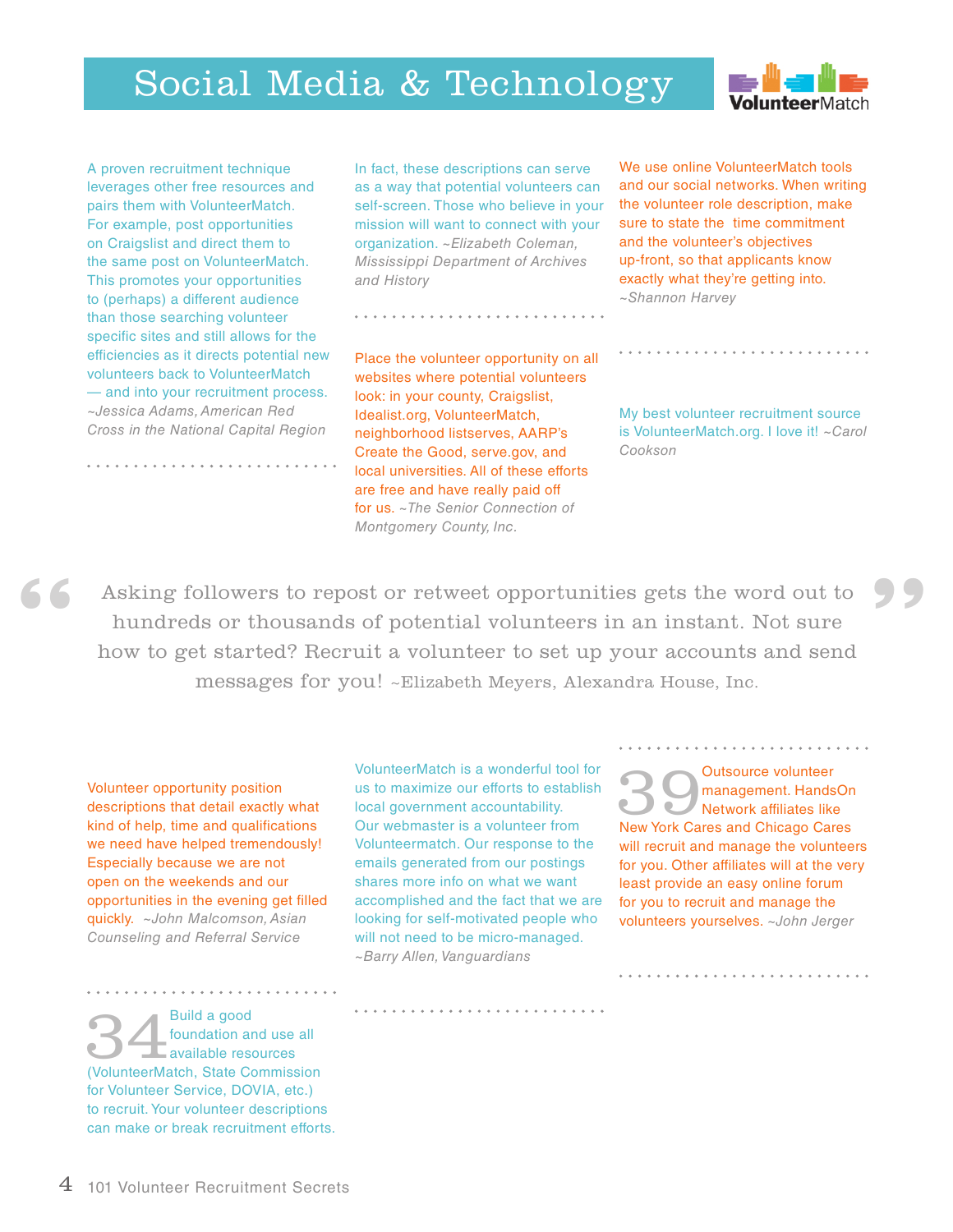# Social Media & Technology

A proven recruitment technique leverages other free resources and pairs them with VolunteerMatch. For example, post opportunities on Craigslist and direct them to the same post on VolunteerMatch. This promotes your opportunities to (perhaps) a different audience than those searching volunteer specific sites and still allows for the efficiencies as it directs potential new volunteers back to VolunteerMatch — and into your recruitment process. *~Jessica Adams, American Red Cross in the National Capital Region*

In fact, these descriptions can serve as a way that potential volunteers can self-screen. Those who believe in your mission will want to connect with your organization. *~Elizabeth Coleman, Mississippi Department of Archives and History*

Place the volunteer opportunity on all websites where potential volunteers look: in your county, Craigslist, Idealist.org, VolunteerMatch, neighborhood listserves, AARP's Create the Good, serve.gov, and local universities. All of these efforts are free and have really paid off for us. *~The Senior Connection of Montgomery County, Inc.*

We use online VolunteerMatch tools and our social networks. When writing the volunteer role description, make sure to state the time commitment and the volunteer's objectives up-front, so that applicants know exactly what they're getting into. *~Shannon Harvey*

My best volunteer recruitment source is VolunteerMatch.org. I love it! *~Carol Cookson*

> "Asking followers to repost or retweet opportunities gets the word out to hundreds or thousands of potential volunteers in an instant. Not sure how to get started? Recruit a volunteer to set up your accounts and send messages for you! ~Elizabeth Meyers, Alexandra House, Inc."

Volunteer opportunity position descriptions that detail exactly what kind of help, time and qualifications we need have helped tremendously! Especially because we are not open on the weekends and our opportunities in the evening get filled quickly. *~John Malcomson, Asian Counseling and Referral Service*

**34** Build a good foundation and use all available resources (VolunteerMatch, State Commission for Volunteer Service, DOVIA, etc.) to recruit. Your volunteer descriptions can make or break recruitment efforts.

VolunteerMatch is a wonderful tool for us to maximize our efforts to establish local government accountability. Our webmaster is a volunteer from Volunteermatch. Our response to the emails generated from our postings shares more info on what we want accomplished and the fact that we are looking for self-motivated people who will not need to be micro-managed. *~Barry Allen, Vanguardians*

**39** Outsource volunteer management. HandsOn Network affiliates like New York Cares and Chicago Cares will recruit and manage the volunteers for you. Other affiliates will at the very least provide an easy online forum for you to recruit and manage the volunteers yourselves. *~John Jerger*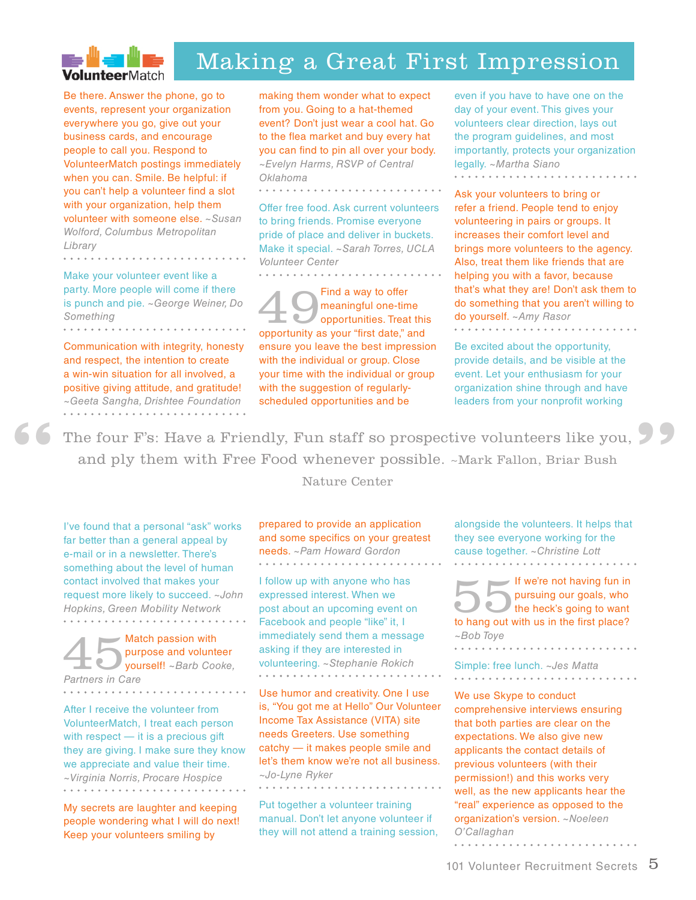# Making a Great First Impression

Be there. Answer the phone, go to events, represent your organization everywhere you go, give out your business cards, and encourage people to call you. Respond to VolunteerMatch postings immediately when you can. Smile. Be helpful: if you can't help a volunteer find a slot with your organization, help them volunteer with someone else. *~Susan Wolford, Columbus Metropolitan Library*

Make your volunteer event like a party. More people will come if there is punch and pie. *~George Weiner, Do Something*

Communication with integrity, honesty and respect, the intention to create a win-win situation for all involved, a positive giving attitude, and gratitude! *~Geeta Sangha, Drishtee Foundation*

making them wonder what to expect from you. Going to a hat-themed event? Don't just wear a cool hat. Go to the flea market and buy every hat you can find to pin all over your body. *~Evelyn Harms, RSVP of Central Oklahoma*

Offer free food. Ask current volunteers to bring friends. Promise everyone pride of place and deliver in buckets. Make it special. *~Sarah Torres, UCLA Volunteer Center*

**49** Find a way to offer meaningful one-time opportunities. Treat this opportunity as your "first date," and ensure you leave the best impression with the individual or group. Close your time with the individual or group with the suggestion of regularly-scheduled opportunities and be prepared to provide an application and some specifics on your greatest needs. *~Pam Howard Gordon*

even if you have to have one on the day of your event. This gives your volunteers clear direction, lays out the program guidelines, and most importantly, protects your organization legally. *~Martha Siano*

Ask your volunteers to bring or refer a friend. People tend to enjoy volunteering in pairs or groups. It increases their comfort level and brings more volunteers to the agency. Also, treat them like friends that are helping you with a favor, because that's what they are! Don't ask them to do something that you aren't willing to do yourself. *~Amy Rasor*

Be excited about the opportunity, provide details, and be visible at the event. Let your enthusiasm for your organization shine through and have leaders from your nonprofit working alongside the volunteers. It helps that they see everyone working for the cause together. *~Christine Lott*

> "The four F's: Have a Friendly, Fun staff so prospective volunteers like you, and ply them with Free Food whenever possible." ~Mark Fallon, Briar Bush Nature Center

I've found that a personal "ask" works far better than a general appeal by e-mail or in a newsletter. There's something about the level of human contact involved that makes your request more likely to succeed. *~John Hopkins, Green Mobility Network*

**45** Match passion with purpose and volunteer yourself! *~Barb Cooke, Partners in Care*

After I receive the volunteer from VolunteerMatch, I treat each person with respect — it is a precious gift they are giving. I make sure they know we appreciate and value their time. *~Virginia Norris, Procare Hospice*

My secrets are laughter and keeping people wondering what I will do next! Keep your volunteers smiling by

I follow up with anyone who has expressed interest. When we post about an upcoming event on Facebook and people "like" it, I immediately send them a message asking if they are interested in volunteering. *~Stephanie Rokich*

Use humor and creativity. One I use is, "You got me at Hello" Our Volunteer Income Tax Assistance (VITA) site needs Greeters. Use something catchy — it makes people smile and let's them know we're not all business. *~Jo-Lyne Ryker*

Put together a volunteer training manual. Don't let anyone volunteer if they will not attend a training session,

**55** If we're not having fun in pursuing our goals, who the heck's going to want to hang out with us in the first place? *~Bob Toye*

Simple: free lunch. *~Jes Matta*

We use Skype to conduct comprehensive interviews ensuring that both parties are clear on the expectations. We also give new applicants the contact details of previous volunteers (with their permission!) and this works very well, as the new applicants hear the "real" experience as opposed to the organization's version. *~Noeleen O'Callaghan*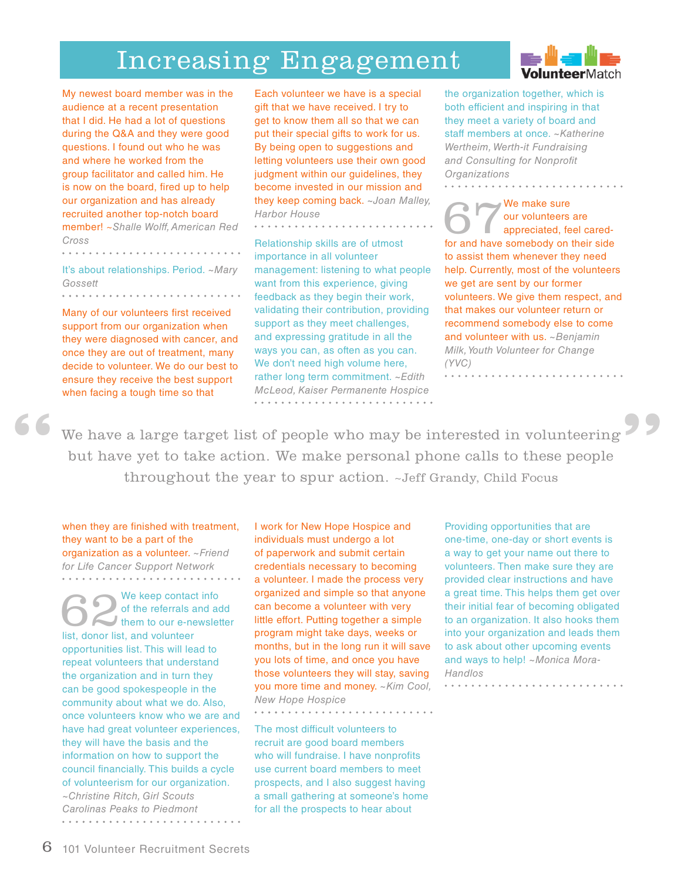# Increasing Engagement

My newest board member was in the audience at a recent presentation that I did. He had a lot of questions during the Q&A and they were good questions. I found out who he was and where he worked from the group facilitator and called him. He is now on the board, fired up to help our organization and has already recruited another top-notch board member! *~Shalle Wolff, American Red Cross*

It's about relationships. Period. *~Mary Gossett*

Many of our volunteers first received support from our organization when they were diagnosed with cancer, and once they are out of treatment, many decide to volunteer. We do our best to ensure they receive the best support when facing a tough time so that when they are finished with treatment, they want to be a part of the organization as a volunteer. *~Friend for Life Cancer Support Network*

Each volunteer we have is a special gift that we have received. I try to get to know them all so that we can put their special gifts to work for us. By being open to suggestions and letting volunteers use their own good judgment within our guidelines, they become invested in our mission and they keep coming back. *~Joan Malley, Harbor House*

Relationship skills are of utmost importance in all volunteer management: listening to what people want from this experience, giving feedback as they begin their work, validating their contribution, providing support as they meet challenges, and expressing gratitude in all the ways you can, as often as you can. We don't need high volume here, rather long term commitment. *~Edith McLeod, Kaiser Permanente Hospice*

the organization together, which is both efficient and inspiring in that they meet a variety of board and staff members at once. *~Katherine Wertheim, Werth-it Fundraising and Consulting for Nonprofit Organizations*

**67** We make sure our volunteers are appreciated, feel cared-for and have somebody on their side to assist them whenever they need help. Currently, most of the volunteers we get are sent by our former volunteers. We give them respect, and that makes our volunteer return or recommend somebody else to come and volunteer with us. *~Benjamin Milk, Youth Volunteer for Change (YVC)*

> "We have a large target list of people who may be interested in volunteering but have yet to take action. We make personal phone calls to these people throughout the year to spur action." ~Jeff Grandy, Child Focus

**62** We keep contact info of the referrals and add them to our e-newsletter list, donor list, and volunteer opportunities list. This will lead to repeat volunteers that understand the organization and in turn they can be good spokespeople in the community about what we do. Also, once volunteers know who we are and have had great volunteer experiences, they will have the basis and the information on how to support the council financially. This builds a cycle of volunteerism for our organization. *~Christine Ritch, Girl Scouts Carolinas Peaks to Piedmont*

I work for New Hope Hospice and individuals must undergo a lot of paperwork and submit certain credentials necessary to becoming a volunteer. I made the process very organized and simple so that anyone can become a volunteer with very little effort. Putting together a simple program might take days, weeks or months, but in the long run it will save you lots of time, and once you have those volunteers they will stay, saving you more time and money. *~Kim Cool, New Hope Hospice*

The most difficult volunteers to recruit are good board members who will fundraise. I have nonprofits use current board members to meet prospects, and I also suggest having a small gathering at someone's home for all the prospects to hear about

Providing opportunities that are one-time, one-day or short events is a way to get your name out there to volunteers. Then make sure they are provided clear instructions and have a great time. This helps them get over their initial fear of becoming obligated to an organization. It also hooks them into your organization and leads them to ask about other upcoming events and ways to help! *~Monica Mora-Handlos*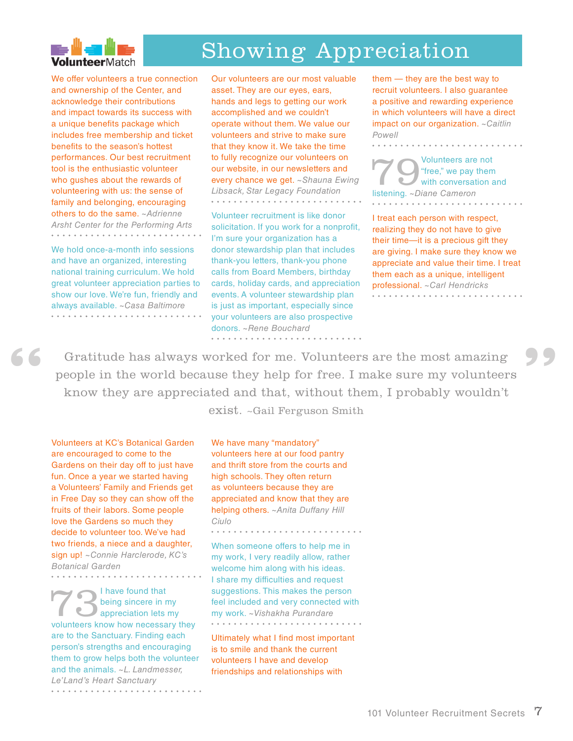# Showing Appreciation

We offer volunteers a true connection and ownership of the Center, and acknowledge their contributions and impact towards its success with a unique benefits package which includes free membership and ticket benefits to the season's hottest performances. Our best recruitment tool is the enthusiastic volunteer who gushes about the rewards of volunteering with us: the sense of family and belonging, encouraging others to do the same. *~Adrienne Arsht Center for the Performing Arts*

We hold once-a-month info sessions and have an organized, interesting national training curriculum. We hold great volunteer appreciation parties to show our love. We're fun, friendly and always available. *~Casa Baltimore*

Our volunteers are our most valuable asset. They are our eyes, ears, hands and legs to getting our work accomplished and we couldn't operate without them. We value our volunteers and strive to make sure that they know it. We take the time to fully recognize our volunteers on our website, in our newsletters and every chance we get. *~Shauna Ewing Libsack, Star Legacy Foundation*

Volunteer recruitment is like donor solicitation. If you work for a nonprofit, I'm sure your organization has a donor stewardship plan that includes thank-you letters, thank-you phone calls from Board Members, birthday cards, holiday cards, and appreciation events. A volunteer stewardship plan is just as important, especially since your volunteers are also prospective donors. *~Rene Bouchard*

them — they are the best way to recruit volunteers. I also guarantee a positive and rewarding experience in which volunteers will have a direct impact on our organization. *~Caitlin Powell*

79 Volunteers are not "free," we pay them with conversation and listening. *~Diane Cameron*

I treat each person with respect, realizing they do not have to give their time—it is a precious gift they are giving. I make sure they know we appreciate and value their time. I treat them each as a unique, intelligent professional. *~Carl Hendricks*

> "Gratitude has always worked for me. Volunteers are the most amazing people in the world because they help for free. I make sure my volunteers know they are appreciated and that, without them, I probably wouldn't exist." ~Gail Ferguson Smith

Volunteers at KC's Botanical Garden are encouraged to come to the Gardens on their day off to just have fun. Once a year we started having a Volunteers' Family and Friends get in Free Day so they can show off the fruits of their labors. Some people love the Gardens so much they decide to volunteer too. We've had two friends, a niece and a daughter, sign up! *~Connie Harclerode, KC's Botanical Garden*

73 I have found that being sincere in my appreciation lets my volunteers know how necessary they are to the Sanctuary. Finding each person's strengths and encouraging them to grow helps both the volunteer and the animals. *~L. Landmesser, Le'Land's Heart Sanctuary*

We have many "mandatory" volunteers here at our food pantry and thrift store from the courts and high schools. They often return as volunteers because they are appreciated and know that they are helping others. *~Anita Duffany Hill Ciulo*

When someone offers to help me in my work, I very readily allow, rather welcome him along with his ideas. I share my difficulties and request suggestions. This makes the person feel included and very connected with my work. *~Vishakha Purandare*

Ultimately what I find most important is to smile and thank the current volunteers I have and develop friendships and relationships with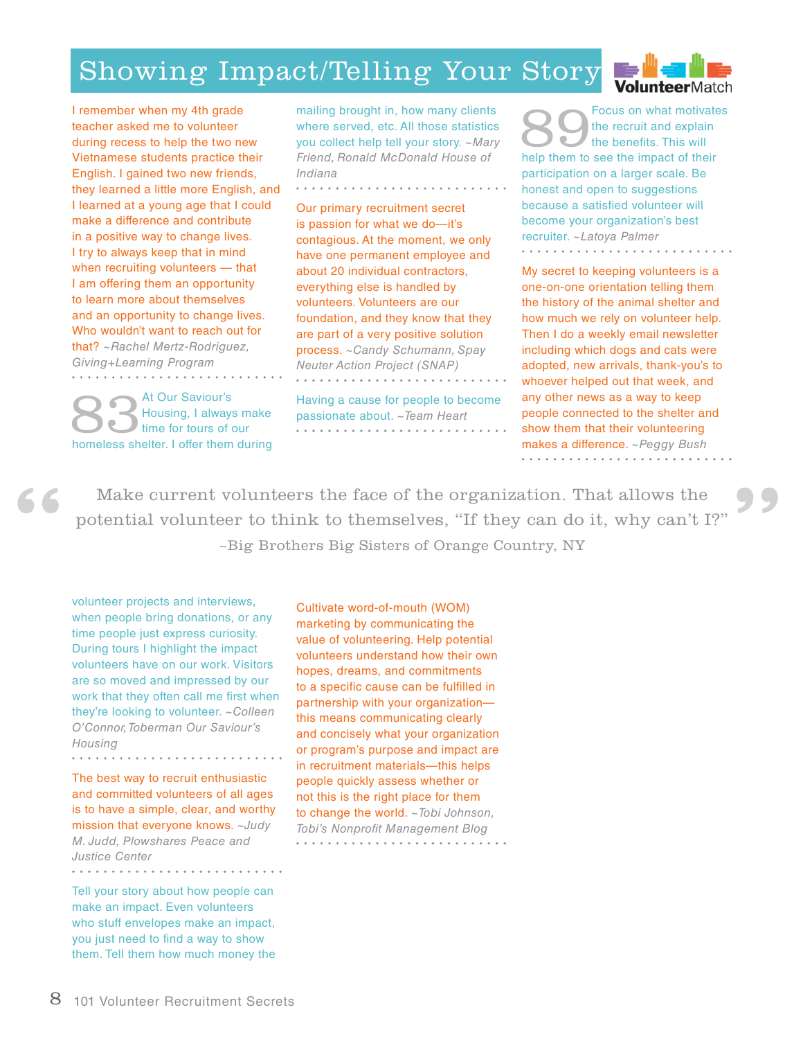# Showing Impact/Telling Your Story

I remember when my 4th grade teacher asked me to volunteer during recess to help the two new Vietnamese students practice their English. I gained two new friends, they learned a little more English, and I learned at a young age that I could make a difference and contribute in a positive way to change lives. I try to always keep that in mind when recruiting volunteers — that I am offering them an opportunity to learn more about themselves and an opportunity to change lives. Who wouldn't want to reach out for that? *~Rachel Mertz-Rodriguez, Giving+Learning Program*

**83** At Our Saviour's Housing, I always make time for tours of our homeless shelter. I offer them during volunteer projects and interviews, when people bring donations, or any time people just express curiosity. During tours I highlight the impact volunteers have on our work. Visitors are so moved and impressed by our work that they often call me first when they're looking to volunteer. *~Colleen O'Connor, Toberman Our Saviour's Housing*

The best way to recruit enthusiastic and committed volunteers of all ages is to have a simple, clear, and worthy mission that everyone knows. *~Judy M. Judd, Plowshares Peace and Justice Center*

Tell your story about how people can make an impact. Even volunteers who stuff envelopes make an impact, you just need to find a way to show them. Tell them how much money the mailing brought in, how many clients where served, etc. All those statistics you collect help tell your story. *~Mary Friend, Ronald McDonald House of Indiana*

Our primary recruitment secret is passion for what we do—it's contagious. At the moment, we only have one permanent employee and about 20 individual contractors, everything else is handled by volunteers. Volunteers are our foundation, and they know that they are part of a very positive solution process. *~Candy Schumann, Spay Neuter Action Project (SNAP)*

Having a cause for people to become passionate about. *~Team Heart*

**89** Focus on what motivates the recruit and explain the benefits. This will help them to see the impact of their participation on a larger scale. Be honest and open to suggestions because a satisfied volunteer will become your organization's best recruiter. *~Latoya Palmer*

My secret to keeping volunteers is a one-on-one orientation telling them the history of the animal shelter and how much we rely on volunteer help. Then I do a weekly email newsletter including which dogs and cats were adopted, new arrivals, thank-you's to whoever helped out that week, and any other news as a way to keep people connected to the shelter and show them that their volunteering makes a difference. *~Peggy Bush*

> "Make current volunteers the face of the organization. That allows the potential volunteer to think to themselves, "If they can do it, why can't I?"
>
> ~Big Brothers Big Sisters of Orange Country, NY

Cultivate word-of-mouth (WOM) marketing by communicating the value of volunteering. Help potential volunteers understand how their own hopes, dreams, and commitments to a specific cause can be fulfilled in partnership with your organization—this means communicating clearly and concisely what your organization or program's purpose and impact are in recruitment materials—this helps people quickly assess whether or not this is the right place for them to change the world. *~Tobi Johnson, Tobi's Nonprofit Management Blog*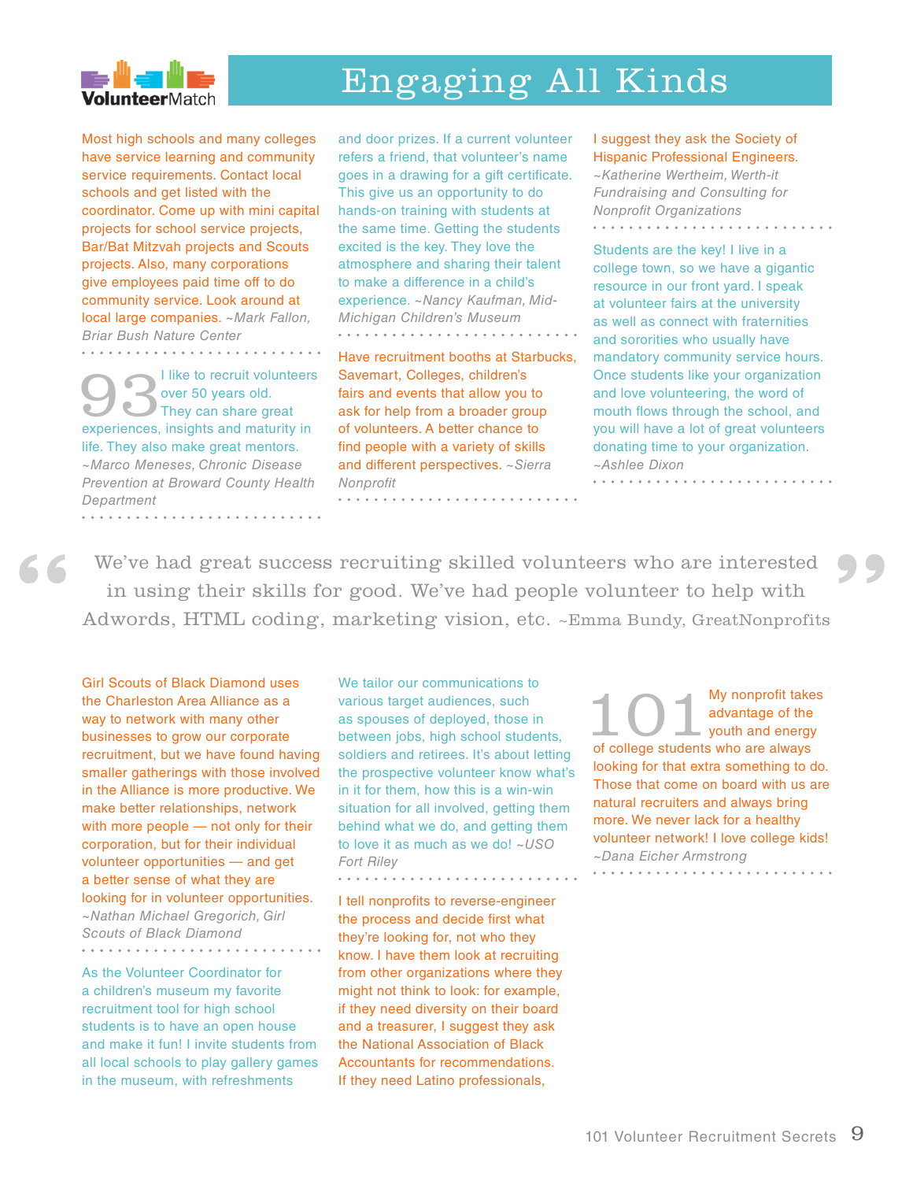VolunteerMatch

# Engaging All Kinds

Most high schools and many colleges have service learning and community service requirements. Contact local schools and get listed with the coordinator. Come up with mini capital projects for school service projects, Bar/Bat Mitzvah projects and Scouts projects. Also, many corporations give employees paid time off to do community service. Look around at local large companies. *~Mark Fallon, Briar Bush Nature Center*

93 I like to recruit volunteers over 50 years old. They can share great experiences, insights and maturity in life. They also make great mentors. *~Marco Meneses, Chronic Disease Prevention at Broward County Health Department*

and door prizes. If a current volunteer refers a friend, that volunteer's name goes in a drawing for a gift certificate. This give us an opportunity to do hands-on training with students at the same time. Getting the students excited is the key. They love the atmosphere and sharing their talent to make a difference in a child's experience. *~Nancy Kaufman, Mid-Michigan Children's Museum*

Have recruitment booths at Starbucks, Savemart, Colleges, children's fairs and events that allow you to ask for help from a broader group of volunteers. A better chance to find people with a variety of skills and different perspectives. *~Sierra Nonprofit*

I suggest they ask the Society of Hispanic Professional Engineers. *~Katherine Wertheim, Werth-it Fundraising and Consulting for Nonprofit Organizations*

Students are the key! I live in a college town, so we have a gigantic resource in our front yard. I speak at volunteer fairs at the university as well as connect with fraternities and sororities who usually have mandatory community service hours. Once students like your organization and love volunteering, the word of mouth flows through the school, and you will have a lot of great volunteers donating time to your organization. *~Ashlee Dixon*

> “We've had great success recruiting skilled volunteers who are interested in using their skills for good. We've had people volunteer to help with Adwords, HTML coding, marketing vision, etc. ~Emma Bundy, GreatNonprofits”

Girl Scouts of Black Diamond uses the Charleston Area Alliance as a way to network with many other businesses to grow our corporate recruitment, but we have found having smaller gatherings with those involved in the Alliance is more productive. We make better relationships, network with more people — not only for their corporation, but for their individual volunteer opportunities — and get a better sense of what they are looking for in volunteer opportunities. *~Nathan Michael Gregorich, Girl Scouts of Black Diamond*

As the Volunteer Coordinator for a children's museum my favorite recruitment tool for high school students is to have an open house and make it fun! I invite students from all local schools to play gallery games in the museum, with refreshments

We tailor our communications to various target audiences, such as spouses of deployed, those in between jobs, high school students, soldiers and retirees. It's about letting the prospective volunteer know what's in it for them, how this is a win-win situation for all involved, getting them behind what we do, and getting them to love it as much as we do! *~USO Fort Riley*

I tell nonprofits to reverse-engineer the process and decide first what they're looking for, not who they know. I have them look at recruiting from other organizations where they might not think to look: for example, if they need diversity on their board and a treasurer, I suggest they ask the National Association of Black Accountants for recommendations. If they need Latino professionals,

101 My nonprofit takes advantage of the youth and energy of college students who are always looking for that extra something to do. Those that come on board with us are natural recruiters and always bring more. We never lack for a healthy volunteer network! I love college kids! *~Dana Eicher Armstrong*